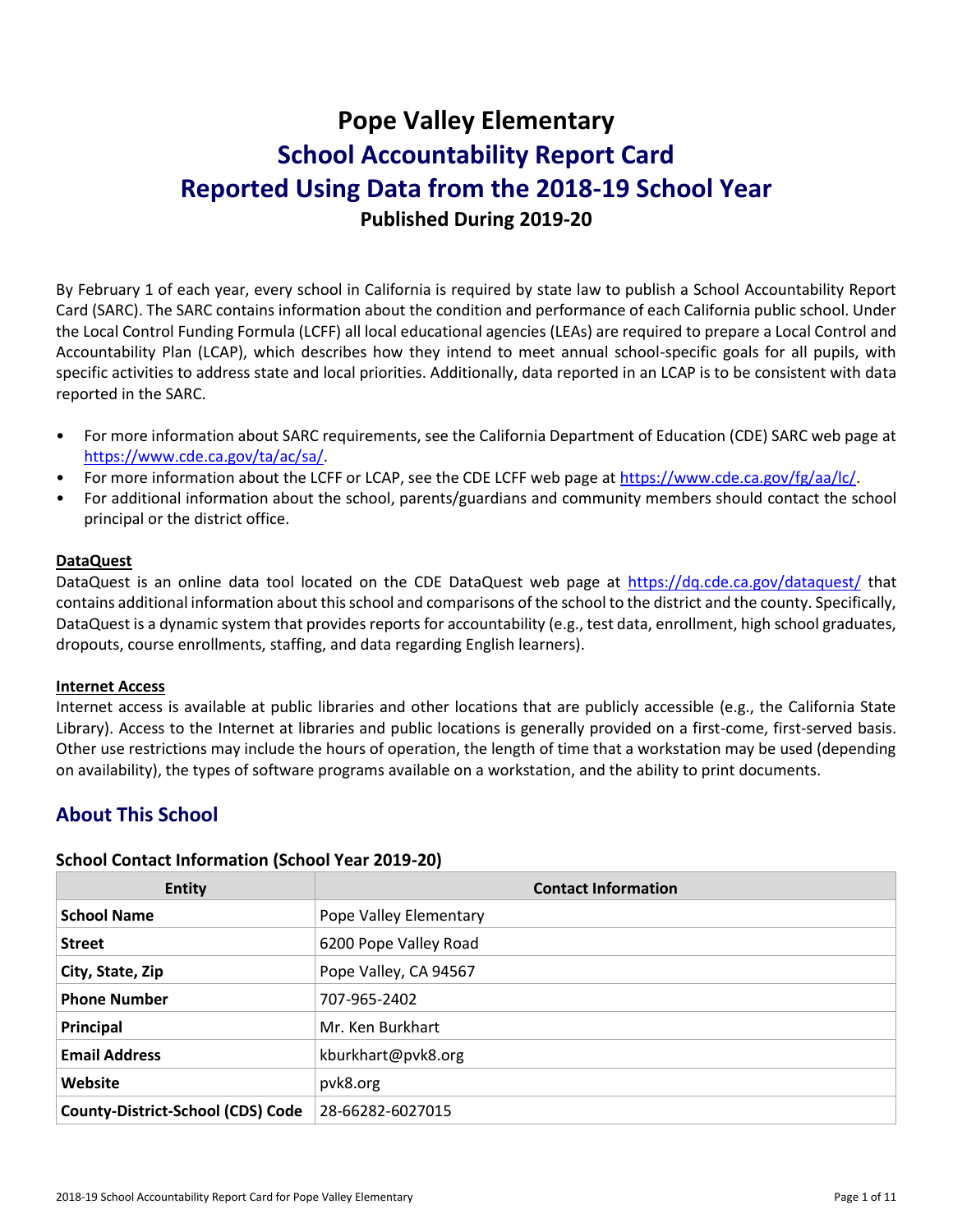# Pope Valley Elementary
# School Accountability Report Card
# Reported Using Data from the 2018-19 School Year
### Published During 2019-20

By February 1 of each year, every school in California is required by state law to publish a School Accountability Report Card (SARC). The SARC contains information about the condition and performance of each California public school. Under the Local Control Funding Formula (LCFF) all local educational agencies (LEAs) are required to prepare a Local Control and Accountability Plan (LCAP), which describes how they intend to meet annual school-specific goals for all pupils, with specific activities to address state and local priorities. Additionally, data reported in an LCAP is to be consistent with data reported in the SARC.

- For more information about SARC requirements, see the California Department of Education (CDE) SARC web page at https://www.cde.ca.gov/ta/ac/sa/.
- For more information about the LCFF or LCAP, see the CDE LCFF web page at https://www.cde.ca.gov/fg/aa/lc/.
- For additional information about the school, parents/guardians and community members should contact the school principal or the district office.

**DataQuest**

DataQuest is an online data tool located on the CDE DataQuest web page at https://dq.cde.ca.gov/dataquest/ that contains additional information about this school and comparisons of the school to the district and the county. Specifically, DataQuest is a dynamic system that provides reports for accountability (e.g., test data, enrollment, high school graduates, dropouts, course enrollments, staffing, and data regarding English learners).

**Internet Access**

Internet access is available at public libraries and other locations that are publicly accessible (e.g., the California State Library). Access to the Internet at libraries and public locations is generally provided on a first-come, first-served basis. Other use restrictions may include the hours of operation, the length of time that a workstation may be used (depending on availability), the types of software programs available on a workstation, and the ability to print documents.

## About This School

### School Contact Information (School Year 2019-20)

| Entity | Contact Information |
|---|---|
| **School Name** | Pope Valley Elementary |
| **Street** | 6200 Pope Valley Road |
| **City, State, Zip** | Pope Valley, CA 94567 |
| **Phone Number** | 707-965-2402 |
| **Principal** | Mr. Ken Burkhart |
| **Email Address** | kburkhart@pvk8.org |
| **Website** | pvk8.org |
| **County-District-School (CDS) Code** | 28-66282-6027015 |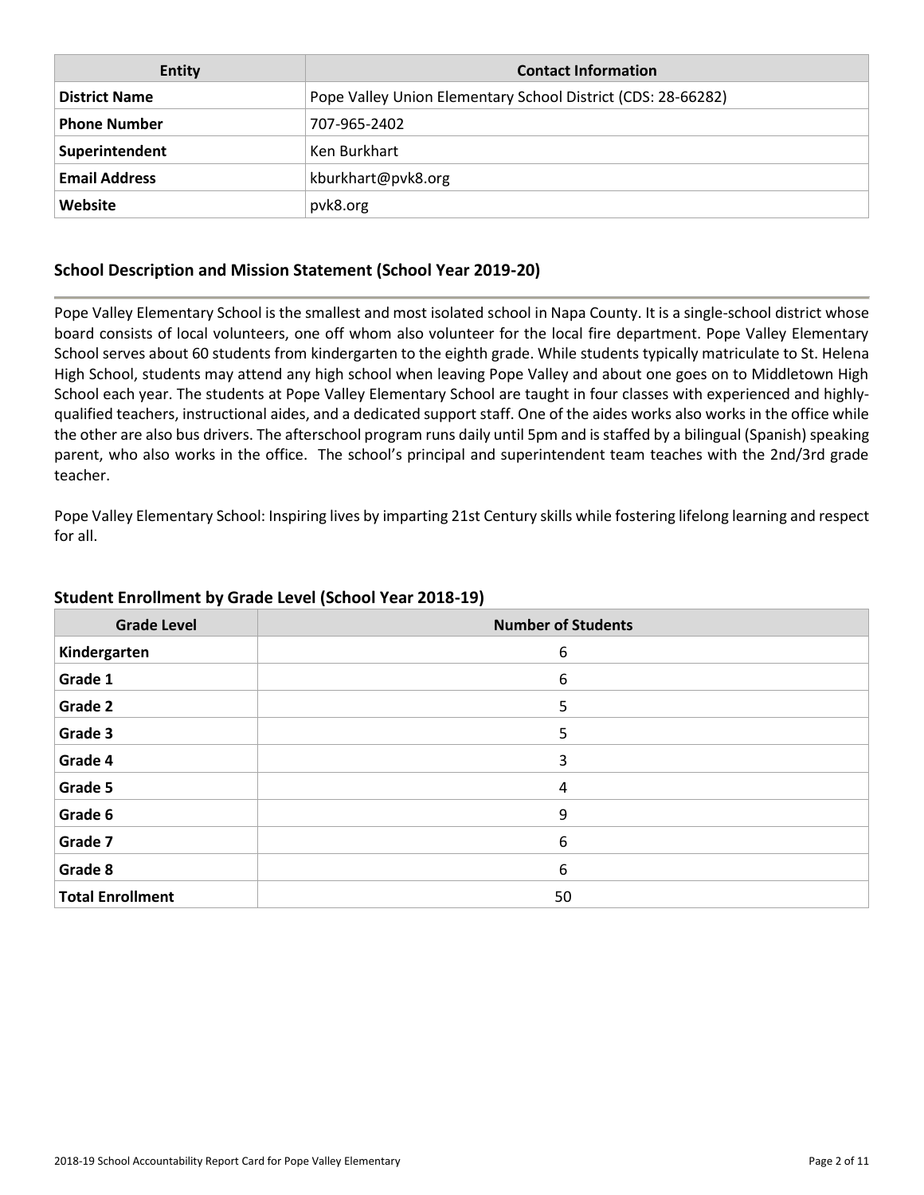| Entity | Contact Information |
| --- | --- |
| **District Name** | Pope Valley Union Elementary School District (CDS: 28-66282) |
| **Phone Number** | 707-965-2402 |
| **Superintendent** | Ken Burkhart |
| **Email Address** | kburkhart@pvk8.org |
| **Website** | pvk8.org |

## School Description and Mission Statement (School Year 2019-20)

Pope Valley Elementary School is the smallest and most isolated school in Napa County. It is a single-school district whose board consists of local volunteers, one off whom also volunteer for the local fire department. Pope Valley Elementary School serves about 60 students from kindergarten to the eighth grade. While students typically matriculate to St. Helena High School, students may attend any high school when leaving Pope Valley and about one goes on to Middletown High School each year. The students at Pope Valley Elementary School are taught in four classes with experienced and highly-qualified teachers, instructional aides, and a dedicated support staff. One of the aides works also works in the office while the other are also bus drivers. The afterschool program runs daily until 5pm and is staffed by a bilingual (Spanish) speaking parent, who also works in the office. The school's principal and superintendent team teaches with the 2nd/3rd grade teacher.

Pope Valley Elementary School: Inspiring lives by imparting 21st Century skills while fostering lifelong learning and respect for all.

## Student Enrollment by Grade Level (School Year 2018-19)

| Grade Level | Number of Students |
| --- | --- |
| **Kindergarten** | 6 |
| **Grade 1** | 6 |
| **Grade 2** | 5 |
| **Grade 3** | 5 |
| **Grade 4** | 3 |
| **Grade 5** | 4 |
| **Grade 6** | 9 |
| **Grade 7** | 6 |
| **Grade 8** | 6 |
| **Total Enrollment** | 50 |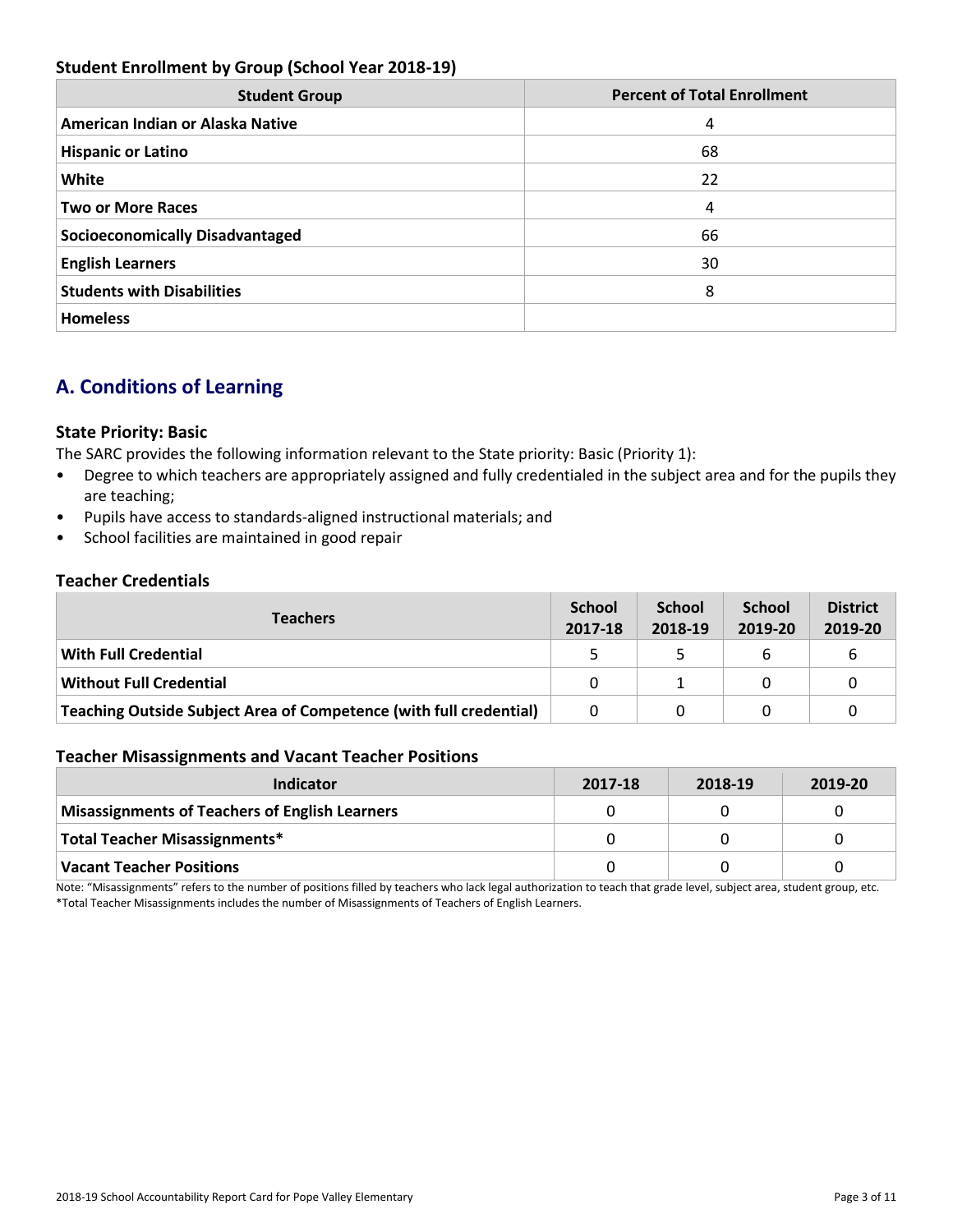### Student Enrollment by Group (School Year 2018-19)

| Student Group | Percent of Total Enrollment |
|---|---|
| American Indian or Alaska Native | 4 |
| Hispanic or Latino | 68 |
| White | 22 |
| Two or More Races | 4 |
| Socioeconomically Disadvantaged | 66 |
| English Learners | 30 |
| Students with Disabilities | 8 |
| Homeless | |

## A. Conditions of Learning

### State Priority: Basic

The SARC provides the following information relevant to the State priority: Basic (Priority 1):

- Degree to which teachers are appropriately assigned and fully credentialed in the subject area and for the pupils they are teaching;
- Pupils have access to standards-aligned instructional materials; and
- School facilities are maintained in good repair

### Teacher Credentials

| Teachers | School 2017-18 | School 2018-19 | School 2019-20 | District 2019-20 |
|---|---|---|---|---|
| With Full Credential | 5 | 5 | 6 | 6 |
| Without Full Credential | 0 | 1 | 0 | 0 |
| Teaching Outside Subject Area of Competence (with full credential) | 0 | 0 | 0 | 0 |

### Teacher Misassignments and Vacant Teacher Positions

| Indicator | 2017-18 | 2018-19 | 2019-20 |
|---|---|---|---|
| Misassignments of Teachers of English Learners | 0 | 0 | 0 |
| Total Teacher Misassignments* | 0 | 0 | 0 |
| Vacant Teacher Positions | 0 | 0 | 0 |

Note: "Misassignments" refers to the number of positions filled by teachers who lack legal authorization to teach that grade level, subject area, student group, etc.

*Total Teacher Misassignments includes the number of Misassignments of Teachers of English Learners.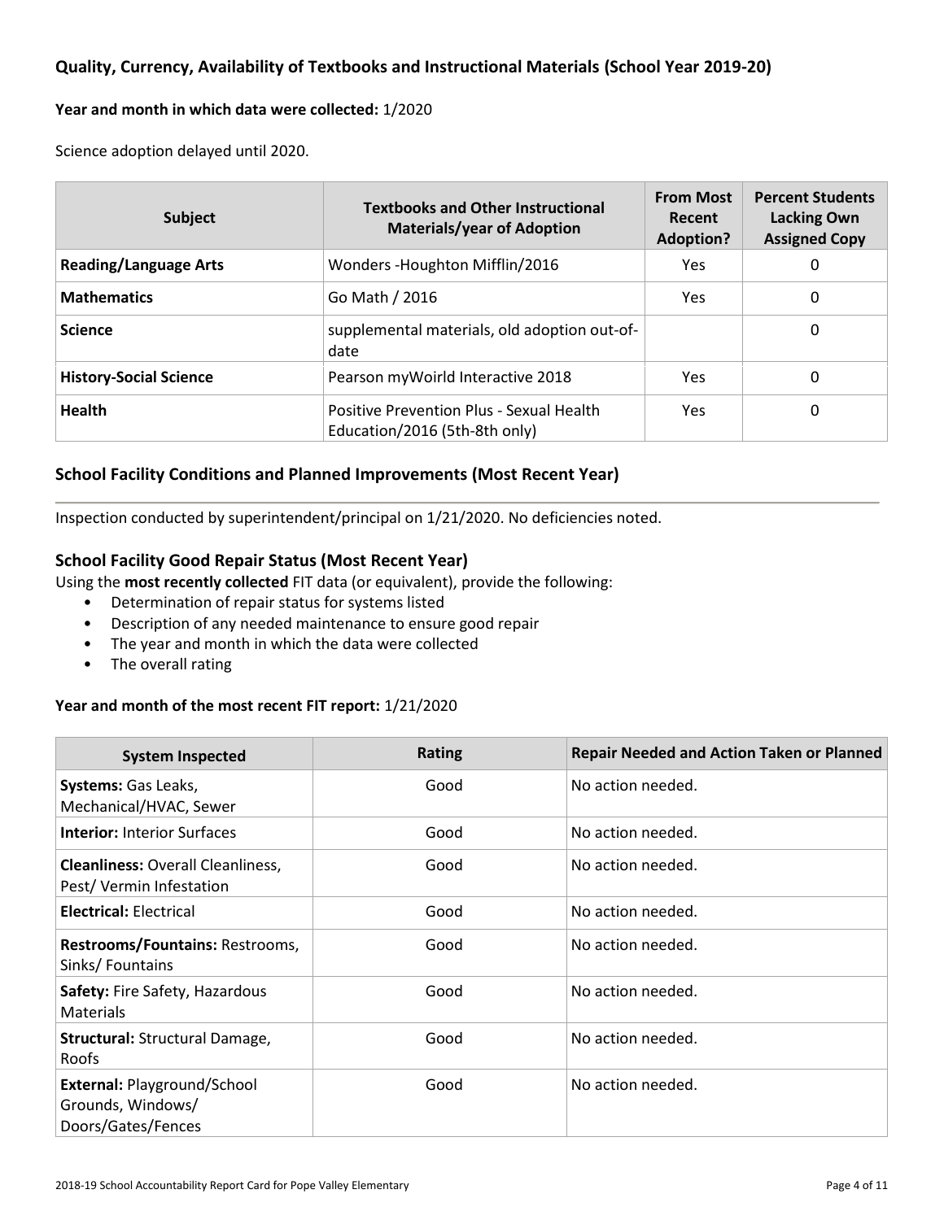## Quality, Currency, Availability of Textbooks and Instructional Materials (School Year 2019-20)

**Year and month in which data were collected:** 1/2020

Science adoption delayed until 2020.

| Subject | Textbooks and Other Instructional Materials/year of Adoption | From Most Recent Adoption? | Percent Students Lacking Own Assigned Copy |
|---|---|---|---|
| **Reading/Language Arts** | Wonders -Houghton Mifflin/2016 | Yes | 0 |
| **Mathematics** | Go Math / 2016 | Yes | 0 |
| **Science** | supplemental materials, old adoption out-of-date | | 0 |
| **History-Social Science** | Pearson myWoirld Interactive 2018 | Yes | 0 |
| **Health** | Positive Prevention Plus - Sexual Health Education/2016 (5th-8th only) | Yes | 0 |

## School Facility Conditions and Planned Improvements (Most Recent Year)

Inspection conducted by superintendent/principal on 1/21/2020. No deficiencies noted.

### School Facility Good Repair Status (Most Recent Year)

Using the **most recently collected** FIT data (or equivalent), provide the following:

- Determination of repair status for systems listed
- Description of any needed maintenance to ensure good repair
- The year and month in which the data were collected
- The overall rating

**Year and month of the most recent FIT report:** 1/21/2020

| System Inspected | Rating | Repair Needed and Action Taken or Planned |
|---|---|---|
| **Systems:** Gas Leaks, Mechanical/HVAC, Sewer | Good | No action needed. |
| **Interior:** Interior Surfaces | Good | No action needed. |
| **Cleanliness:** Overall Cleanliness, Pest/ Vermin Infestation | Good | No action needed. |
| **Electrical:** Electrical | Good | No action needed. |
| **Restrooms/Fountains:** Restrooms, Sinks/ Fountains | Good | No action needed. |
| **Safety:** Fire Safety, Hazardous Materials | Good | No action needed. |
| **Structural:** Structural Damage, Roofs | Good | No action needed. |
| **External:** Playground/School Grounds, Windows/ Doors/Gates/Fences | Good | No action needed. |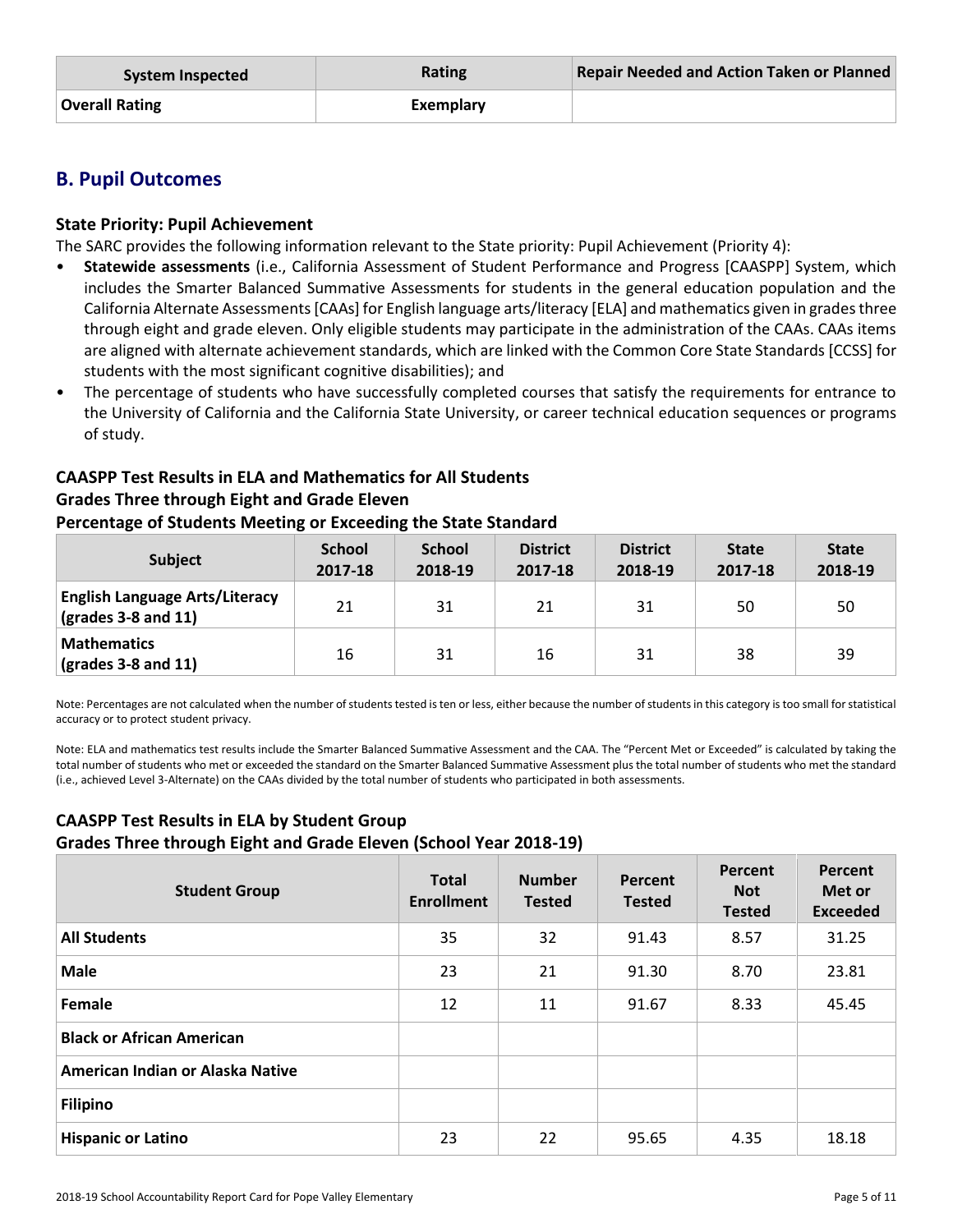| System Inspected | Rating | Repair Needed and Action Taken or Planned |
|---|---|---|
| **Overall Rating** | **Exemplary** | |

## B. Pupil Outcomes

### State Priority: Pupil Achievement

The SARC provides the following information relevant to the State priority: Pupil Achievement (Priority 4):

- **Statewide assessments** (i.e., California Assessment of Student Performance and Progress [CAASPP] System, which includes the Smarter Balanced Summative Assessments for students in the general education population and the California Alternate Assessments [CAAs] for English language arts/literacy [ELA] and mathematics given in grades three through eight and grade eleven. Only eligible students may participate in the administration of the CAAs. CAAs items are aligned with alternate achievement standards, which are linked with the Common Core State Standards [CCSS] for students with the most significant cognitive disabilities); and
- The percentage of students who have successfully completed courses that satisfy the requirements for entrance to the University of California and the California State University, or career technical education sequences or programs of study.

### CAASPP Test Results in ELA and Mathematics for All Students
### Grades Three through Eight and Grade Eleven
### Percentage of Students Meeting or Exceeding the State Standard

| Subject | School 2017-18 | School 2018-19 | District 2017-18 | District 2018-19 | State 2017-18 | State 2018-19 |
|---|---|---|---|---|---|---|
| **English Language Arts/Literacy (grades 3-8 and 11)** | 21 | 31 | 21 | 31 | 50 | 50 |
| **Mathematics (grades 3-8 and 11)** | 16 | 31 | 16 | 31 | 38 | 39 |

Note: Percentages are not calculated when the number of students tested is ten or less, either because the number of students in this category is too small for statistical accuracy or to protect student privacy.

Note: ELA and mathematics test results include the Smarter Balanced Summative Assessment and the CAA. The "Percent Met or Exceeded" is calculated by taking the total number of students who met or exceeded the standard on the Smarter Balanced Summative Assessment plus the total number of students who met the standard (i.e., achieved Level 3-Alternate) on the CAAs divided by the total number of students who participated in both assessments.

### CAASPP Test Results in ELA by Student Group
### Grades Three through Eight and Grade Eleven (School Year 2018-19)

| Student Group | Total Enrollment | Number Tested | Percent Tested | Percent Not Tested | Percent Met or Exceeded |
|---|---|---|---|---|---|
| **All Students** | 35 | 32 | 91.43 | 8.57 | 31.25 |
| **Male** | 23 | 21 | 91.30 | 8.70 | 23.81 |
| **Female** | 12 | 11 | 91.67 | 8.33 | 45.45 |
| **Black or African American** | | | | | |
| **American Indian or Alaska Native** | | | | | |
| **Filipino** | | | | | |
| **Hispanic or Latino** | 23 | 22 | 95.65 | 4.35 | 18.18 |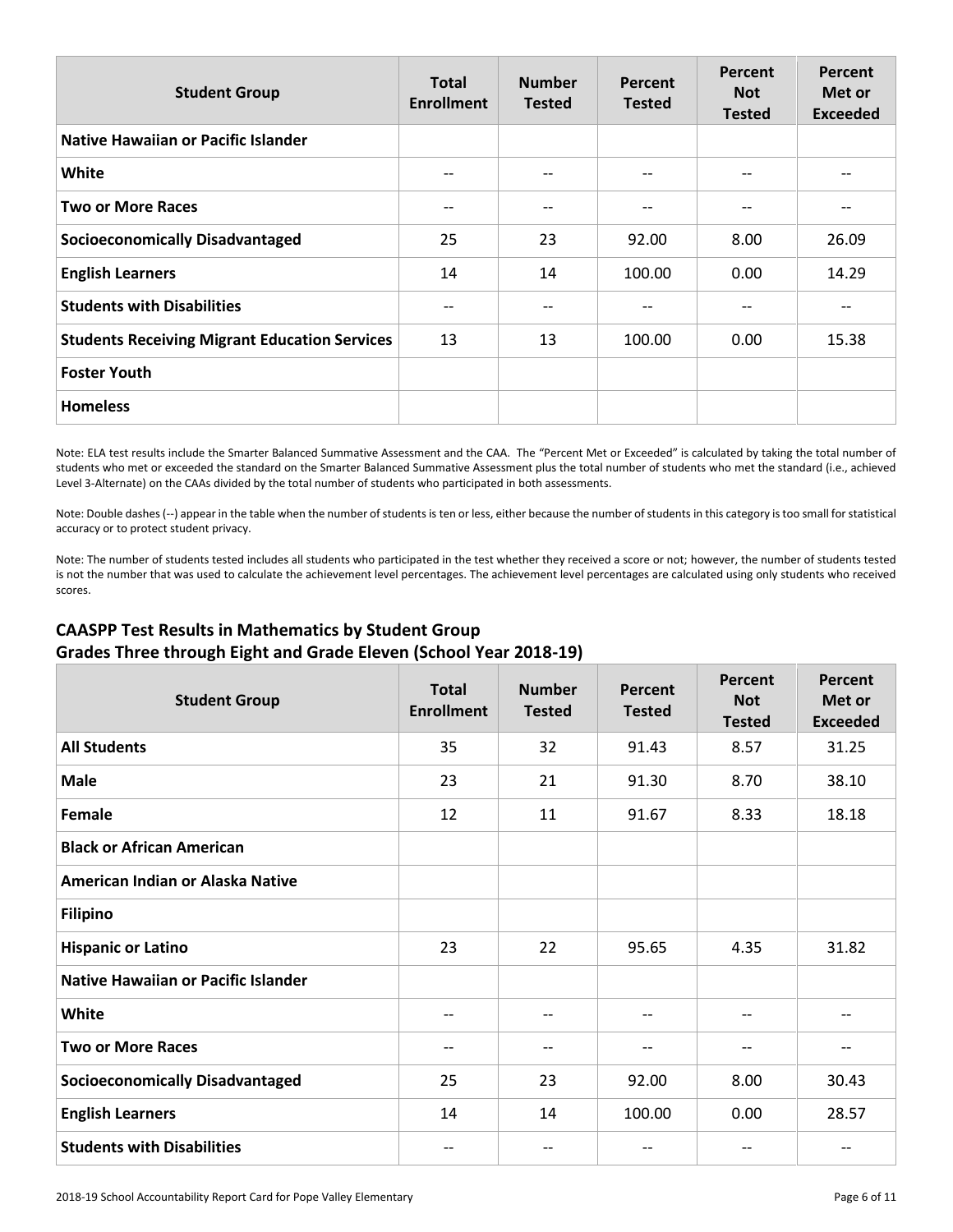| Student Group | Total Enrollment | Number Tested | Percent Tested | Percent Not Tested | Percent Met or Exceeded |
|---|---|---|---|---|---|
| Native Hawaiian or Pacific Islander | | | | | |
| White | -- | -- | -- | -- | -- |
| Two or More Races | -- | -- | -- | -- | -- |
| Socioeconomically Disadvantaged | 25 | 23 | 92.00 | 8.00 | 26.09 |
| English Learners | 14 | 14 | 100.00 | 0.00 | 14.29 |
| Students with Disabilities | -- | -- | -- | -- | -- |
| Students Receiving Migrant Education Services | 13 | 13 | 100.00 | 0.00 | 15.38 |
| Foster Youth | | | | | |
| Homeless | | | | | |

Note: ELA test results include the Smarter Balanced Summative Assessment and the CAA. The "Percent Met or Exceeded" is calculated by taking the total number of students who met or exceeded the standard on the Smarter Balanced Summative Assessment plus the total number of students who met the standard (i.e., achieved Level 3-Alternate) on the CAAs divided by the total number of students who participated in both assessments.

Note: Double dashes (--) appear in the table when the number of students is ten or less, either because the number of students in this category is too small for statistical accuracy or to protect student privacy.

Note: The number of students tested includes all students who participated in the test whether they received a score or not; however, the number of students tested is not the number that was used to calculate the achievement level percentages. The achievement level percentages are calculated using only students who received scores.

## CAASPP Test Results in Mathematics by Student Group
## Grades Three through Eight and Grade Eleven (School Year 2018-19)

| Student Group | Total Enrollment | Number Tested | Percent Tested | Percent Not Tested | Percent Met or Exceeded |
|---|---|---|---|---|---|
| All Students | 35 | 32 | 91.43 | 8.57 | 31.25 |
| Male | 23 | 21 | 91.30 | 8.70 | 38.10 |
| Female | 12 | 11 | 91.67 | 8.33 | 18.18 |
| Black or African American | | | | | |
| American Indian or Alaska Native | | | | | |
| Filipino | | | | | |
| Hispanic or Latino | 23 | 22 | 95.65 | 4.35 | 31.82 |
| Native Hawaiian or Pacific Islander | | | | | |
| White | -- | -- | -- | -- | -- |
| Two or More Races | -- | -- | -- | -- | -- |
| Socioeconomically Disadvantaged | 25 | 23 | 92.00 | 8.00 | 30.43 |
| English Learners | 14 | 14 | 100.00 | 0.00 | 28.57 |
| Students with Disabilities | -- | -- | -- | -- | -- |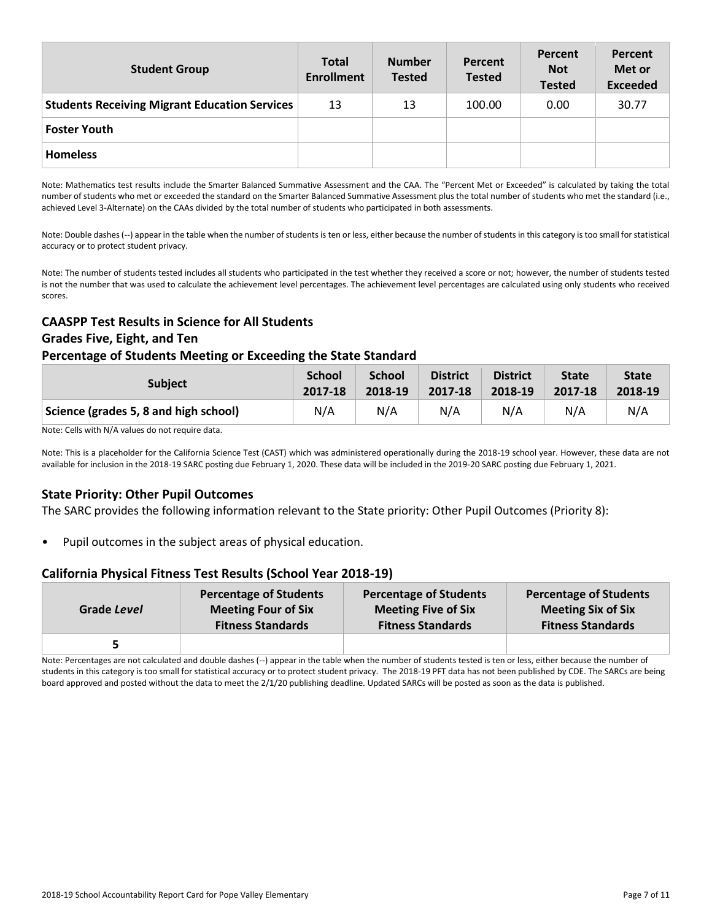| Student Group | Total Enrollment | Number Tested | Percent Tested | Percent Not Tested | Percent Met or Exceeded |
|---|---|---|---|---|---|
| **Students Receiving Migrant Education Services** | 13 | 13 | 100.00 | 0.00 | 30.77 |
| **Foster Youth** | | | | | |
| **Homeless** | | | | | |

Note: Mathematics test results include the Smarter Balanced Summative Assessment and the CAA. The "Percent Met or Exceeded" is calculated by taking the total number of students who met or exceeded the standard on the Smarter Balanced Summative Assessment plus the total number of students who met the standard (i.e., achieved Level 3-Alternate) on the CAAs divided by the total number of students who participated in both assessments.

Note: Double dashes (--) appear in the table when the number of students is ten or less, either because the number of students in this category is too small for statistical accuracy or to protect student privacy.

Note: The number of students tested includes all students who participated in the test whether they received a score or not; however, the number of students tested is not the number that was used to calculate the achievement level percentages. The achievement level percentages are calculated using only students who received scores.

### CAASPP Test Results in Science for All Students
### Grades Five, Eight, and Ten
### Percentage of Students Meeting or Exceeding the State Standard

| Subject | School 2017-18 | School 2018-19 | District 2017-18 | District 2018-19 | State 2017-18 | State 2018-19 |
|---|---|---|---|---|---|---|
| **Science (grades 5, 8 and high school)** | N/A | N/A | N/A | N/A | N/A | N/A |

Note: Cells with N/A values do not require data.

Note: This is a placeholder for the California Science Test (CAST) which was administered operationally during the 2018-19 school year. However, these data are not available for inclusion in the 2018-19 SARC posting due February 1, 2020. These data will be included in the 2019-20 SARC posting due February 1, 2021.

## State Priority: Other Pupil Outcomes

The SARC provides the following information relevant to the State priority: Other Pupil Outcomes (Priority 8):

- Pupil outcomes in the subject areas of physical education.

### California Physical Fitness Test Results (School Year 2018-19)

| Grade *Level* | Percentage of Students Meeting Four of Six Fitness Standards | Percentage of Students Meeting Five of Six Fitness Standards | Percentage of Students Meeting Six of Six Fitness Standards |
|---|---|---|---|
| **5** | | | |

Note: Percentages are not calculated and double dashes (--) appear in the table when the number of students tested is ten or less, either because the number of students in this category is too small for statistical accuracy or to protect student privacy. The 2018-19 PFT data has not been published by CDE. The SARCs are being board approved and posted without the data to meet the 2/1/20 publishing deadline. Updated SARCs will be posted as soon as the data is published.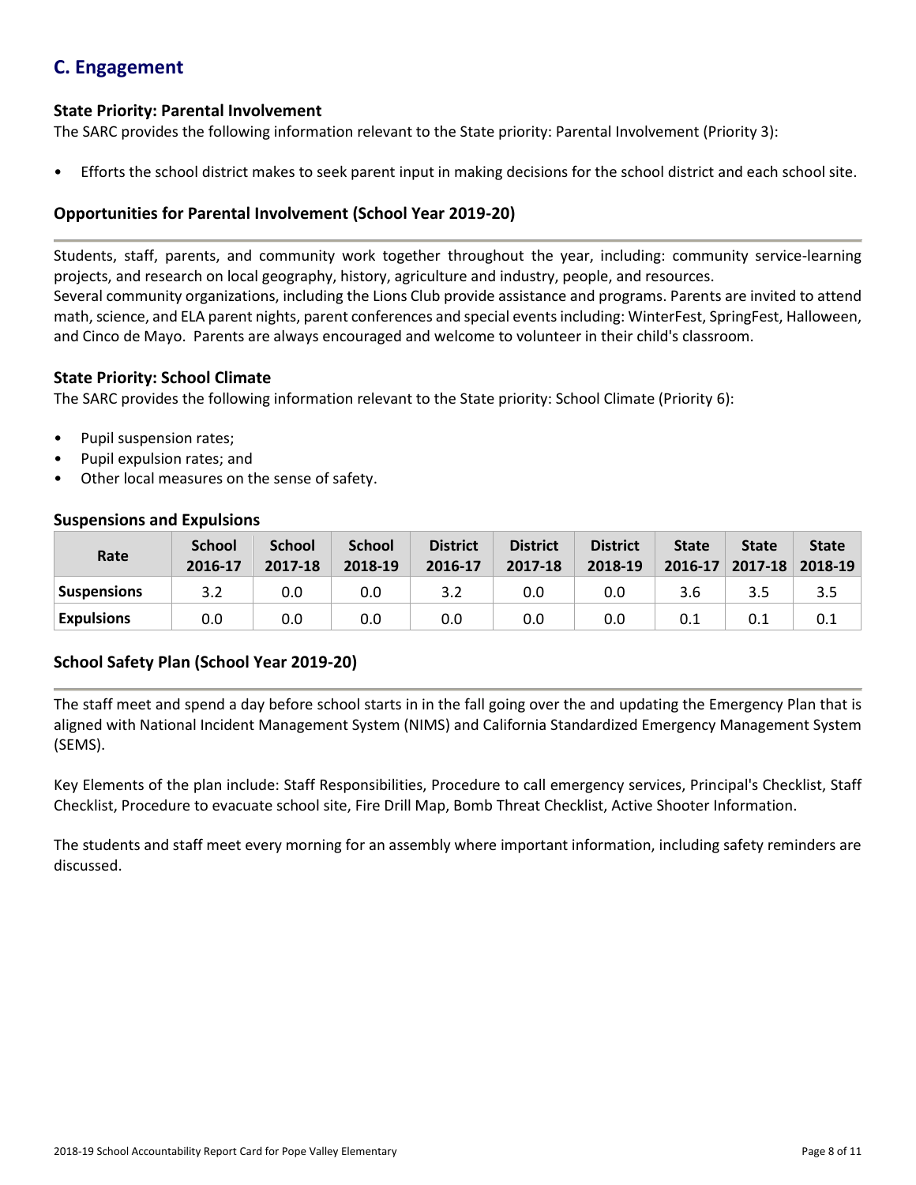## C. Engagement

### State Priority: Parental Involvement

The SARC provides the following information relevant to the State priority: Parental Involvement (Priority 3):

- Efforts the school district makes to seek parent input in making decisions for the school district and each school site.

### Opportunities for Parental Involvement (School Year 2019-20)

Students, staff, parents, and community work together throughout the year, including: community service-learning projects, and research on local geography, history, agriculture and industry, people, and resources.
Several community organizations, including the Lions Club provide assistance and programs. Parents are invited to attend math, science, and ELA parent nights, parent conferences and special events including: WinterFest, SpringFest, Halloween, and Cinco de Mayo. Parents are always encouraged and welcome to volunteer in their child's classroom.

### State Priority: School Climate

The SARC provides the following information relevant to the State priority: School Climate (Priority 6):

- Pupil suspension rates;
- Pupil expulsion rates; and
- Other local measures on the sense of safety.

### Suspensions and Expulsions

| Rate | School 2016-17 | School 2017-18 | School 2018-19 | District 2016-17 | District 2017-18 | District 2018-19 | State 2016-17 | State 2017-18 | State 2018-19 |
|---|---|---|---|---|---|---|---|---|---|
| **Suspensions** | 3.2 | 0.0 | 0.0 | 3.2 | 0.0 | 0.0 | 3.6 | 3.5 | 3.5 |
| **Expulsions** | 0.0 | 0.0 | 0.0 | 0.0 | 0.0 | 0.0 | 0.1 | 0.1 | 0.1 |

### School Safety Plan (School Year 2019-20)

The staff meet and spend a day before school starts in in the fall going over the and updating the Emergency Plan that is aligned with National Incident Management System (NIMS) and California Standardized Emergency Management System (SEMS).

Key Elements of the plan include: Staff Responsibilities, Procedure to call emergency services, Principal's Checklist, Staff Checklist, Procedure to evacuate school site, Fire Drill Map, Bomb Threat Checklist, Active Shooter Information.

The students and staff meet every morning for an assembly where important information, including safety reminders are discussed.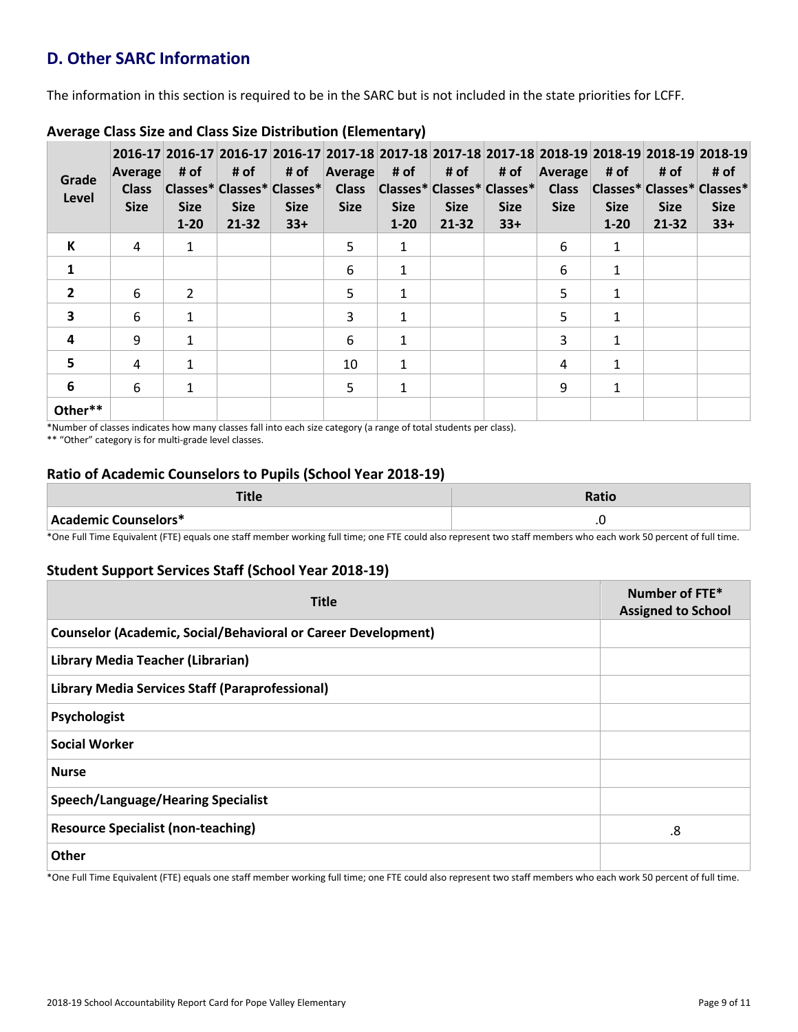## D. Other SARC Information

The information in this section is required to be in the SARC but is not included in the state priorities for LCFF.

### Average Class Size and Class Size Distribution (Elementary)

| Grade Level | 2016-17 Average Class Size | 2016-17 # of Classes* Size 1-20 | 2016-17 # of Classes* Size 21-32 | 2016-17 # of Classes* Size 33+ | 2017-18 Average Class Size | 2017-18 # of Classes* Size 1-20 | 2017-18 # of Classes* Size 21-32 | 2017-18 # of Classes* Size 33+ | 2018-19 Average Class Size | 2018-19 # of Classes* Size 1-20 | 2018-19 # of Classes* Size 21-32 | 2018-19 # of Classes* Size 33+ |
|---|---|---|---|---|---|---|---|---|---|---|---|---|
| K | 4 | 1 | | | 5 | 1 | | | 6 | 1 | | |
| 1 | | | | | 6 | 1 | | | 6 | 1 | | |
| 2 | 6 | 2 | | | 5 | 1 | | | 5 | 1 | | |
| 3 | 6 | 1 | | | 3 | 1 | | | 5 | 1 | | |
| 4 | 9 | 1 | | | 6 | 1 | | | 3 | 1 | | |
| 5 | 4 | 1 | | | 10 | 1 | | | 4 | 1 | | |
| 6 | 6 | 1 | | | 5 | 1 | | | 9 | 1 | | |
| Other** | | | | | | | | | | | | |

*Number of classes indicates how many classes fall into each size category (a range of total students per class).

** "Other" category is for multi-grade level classes.

### Ratio of Academic Counselors to Pupils (School Year 2018-19)

| Title | Ratio |
|---|---|
| Academic Counselors* | .0 |

*One Full Time Equivalent (FTE) equals one staff member working full time; one FTE could also represent two staff members who each work 50 percent of full time.

### Student Support Services Staff (School Year 2018-19)

| Title | Number of FTE* Assigned to School |
|---|---|
| Counselor (Academic, Social/Behavioral or Career Development) | |
| Library Media Teacher (Librarian) | |
| Library Media Services Staff (Paraprofessional) | |
| Psychologist | |
| Social Worker | |
| Nurse | |
| Speech/Language/Hearing Specialist | |
| Resource Specialist (non-teaching) | .8 |
| Other | |

*One Full Time Equivalent (FTE) equals one staff member working full time; one FTE could also represent two staff members who each work 50 percent of full time.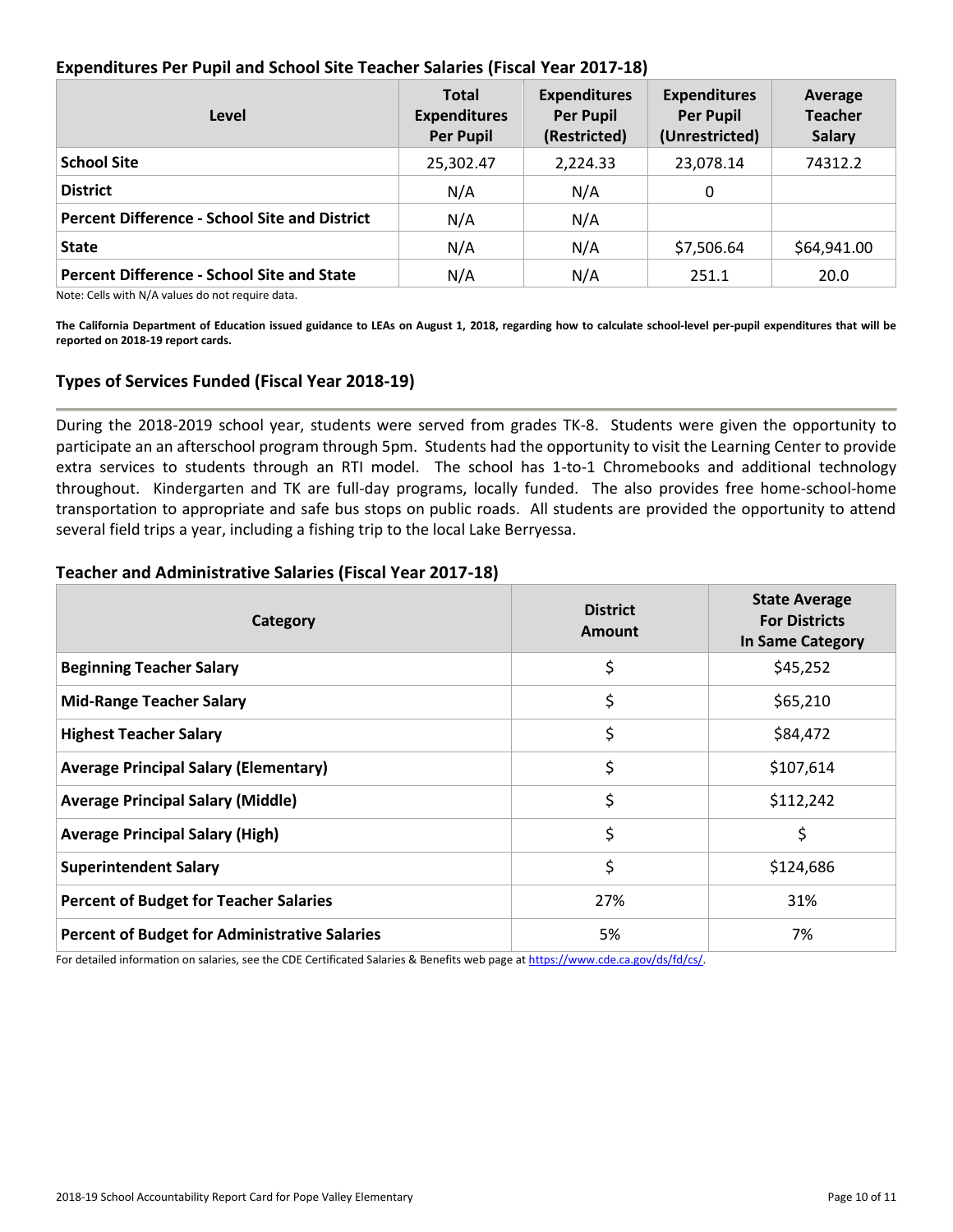## Expenditures Per Pupil and School Site Teacher Salaries (Fiscal Year 2017-18)

| Level | Total Expenditures Per Pupil | Expenditures Per Pupil (Restricted) | Expenditures Per Pupil (Unrestricted) | Average Teacher Salary |
|---|---|---|---|---|
| **School Site** | 25,302.47 | 2,224.33 | 23,078.14 | 74312.2 |
| **District** | N/A | N/A | 0 | |
| **Percent Difference - School Site and District** | N/A | N/A | | |
| **State** | N/A | N/A | $7,506.64 | $64,941.00 |
| **Percent Difference - School Site and State** | N/A | N/A | 251.1 | 20.0 |

Note: Cells with N/A values do not require data.

**The California Department of Education issued guidance to LEAs on August 1, 2018, regarding how to calculate school-level per-pupil expenditures that will be reported on 2018-19 report cards.**

## Types of Services Funded (Fiscal Year 2018-19)

During the 2018-2019 school year, students were served from grades TK-8. Students were given the opportunity to participate an an afterschool program through 5pm. Students had the opportunity to visit the Learning Center to provide extra services to students through an RTI model. The school has 1-to-1 Chromebooks and additional technology throughout. Kindergarten and TK are full-day programs, locally funded. The also provides free home-school-home transportation to appropriate and safe bus stops on public roads. All students are provided the opportunity to attend several field trips a year, including a fishing trip to the local Lake Berryessa.

## Teacher and Administrative Salaries (Fiscal Year 2017-18)

| Category | District Amount | State Average For Districts In Same Category |
|---|---|---|
| **Beginning Teacher Salary** | $ | $45,252 |
| **Mid-Range Teacher Salary** | $ | $65,210 |
| **Highest Teacher Salary** | $ | $84,472 |
| **Average Principal Salary (Elementary)** | $ | $107,614 |
| **Average Principal Salary (Middle)** | $ | $112,242 |
| **Average Principal Salary (High)** | $ | $ |
| **Superintendent Salary** | $ | $124,686 |
| **Percent of Budget for Teacher Salaries** | 27% | 31% |
| **Percent of Budget for Administrative Salaries** | 5% | 7% |

For detailed information on salaries, see the CDE Certificated Salaries & Benefits web page at https://www.cde.ca.gov/ds/fd/cs/.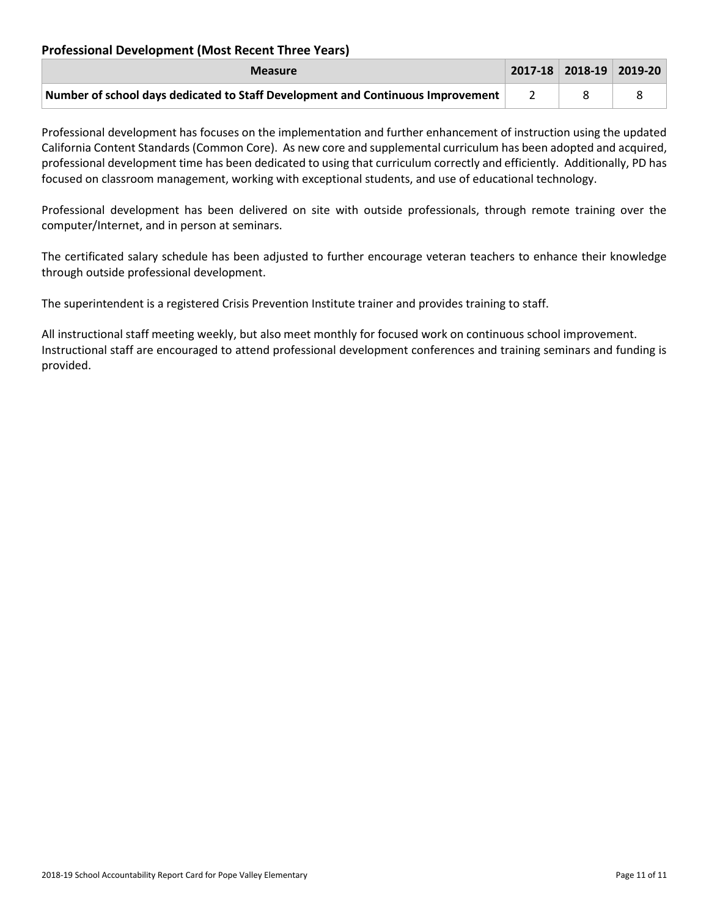### Professional Development (Most Recent Three Years)

| Measure | 2017-18 | 2018-19 | 2019-20 |
|---|---|---|---|
| Number of school days dedicated to Staff Development and Continuous Improvement | 2 | 8 | 8 |

Professional development has focuses on the implementation and further enhancement of instruction using the updated California Content Standards (Common Core). As new core and supplemental curriculum has been adopted and acquired, professional development time has been dedicated to using that curriculum correctly and efficiently. Additionally, PD has focused on classroom management, working with exceptional students, and use of educational technology.

Professional development has been delivered on site with outside professionals, through remote training over the computer/Internet, and in person at seminars.

The certificated salary schedule has been adjusted to further encourage veteran teachers to enhance their knowledge through outside professional development.

The superintendent is a registered Crisis Prevention Institute trainer and provides training to staff.

All instructional staff meeting weekly, but also meet monthly for focused work on continuous school improvement. Instructional staff are encouraged to attend professional development conferences and training seminars and funding is provided.